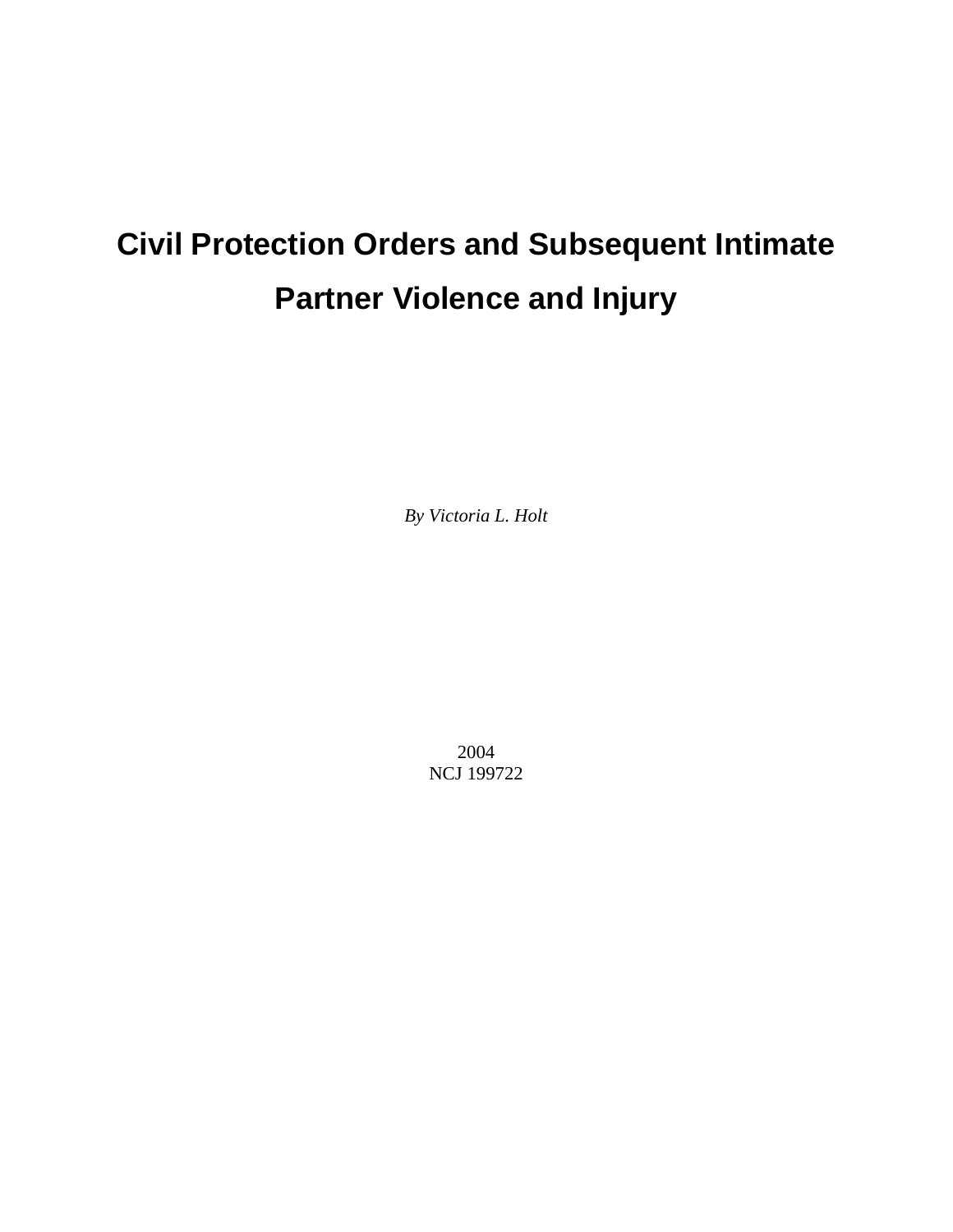# Civil Protection Orders and Subsequent Intimate Partner Violence and Injury

*By Victoria L. Holt*

2004
NCJ 199722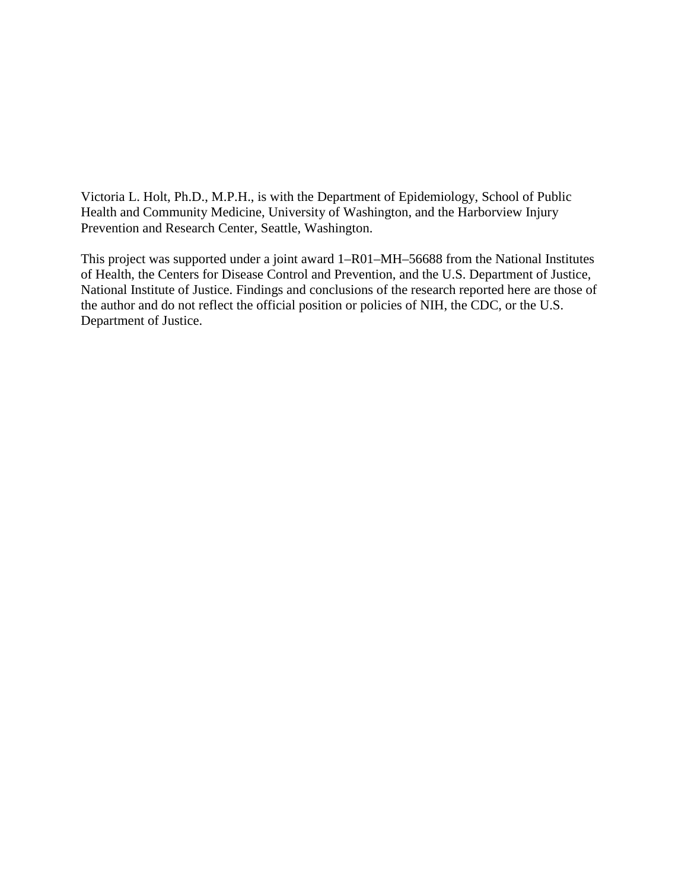Victoria L. Holt, Ph.D., M.P.H., is with the Department of Epidemiology, School of Public Health and Community Medicine, University of Washington, and the Harborview Injury Prevention and Research Center, Seattle, Washington.

This project was supported under a joint award 1–R01–MH–56688 from the National Institutes of Health, the Centers for Disease Control and Prevention, and the U.S. Department of Justice, National Institute of Justice. Findings and conclusions of the research reported here are those of the author and do not reflect the official position or policies of NIH, the CDC, or the U.S. Department of Justice.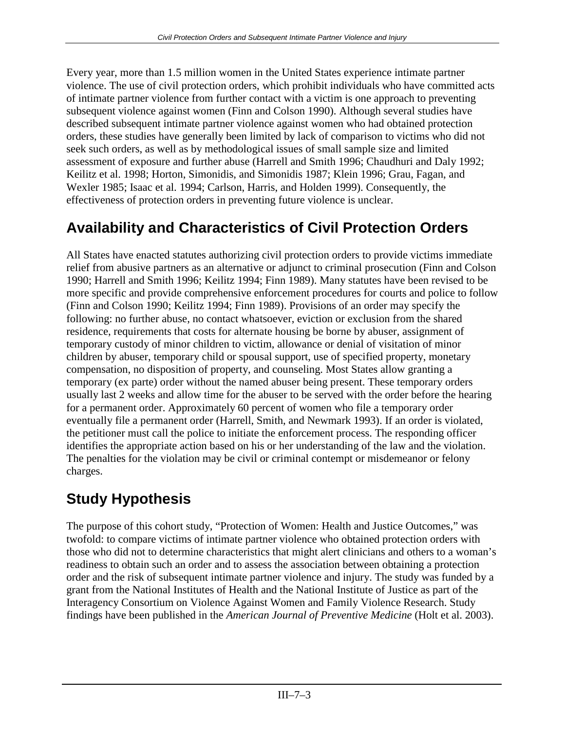Every year, more than 1.5 million women in the United States experience intimate partner violence. The use of civil protection orders, which prohibit individuals who have committed acts of intimate partner violence from further contact with a victim is one approach to preventing subsequent violence against women (Finn and Colson 1990). Although several studies have described subsequent intimate partner violence against women who had obtained protection orders, these studies have generally been limited by lack of comparison to victims who did not seek such orders, as well as by methodological issues of small sample size and limited assessment of exposure and further abuse (Harrell and Smith 1996; Chaudhuri and Daly 1992; Keilitz et al. 1998; Horton, Simonidis, and Simonidis 1987; Klein 1996; Grau, Fagan, and Wexler 1985; Isaac et al. 1994; Carlson, Harris, and Holden 1999). Consequently, the effectiveness of protection orders in preventing future violence is unclear.

## Availability and Characteristics of Civil Protection Orders

All States have enacted statutes authorizing civil protection orders to provide victims immediate relief from abusive partners as an alternative or adjunct to criminal prosecution (Finn and Colson 1990; Harrell and Smith 1996; Keilitz 1994; Finn 1989). Many statutes have been revised to be more specific and provide comprehensive enforcement procedures for courts and police to follow (Finn and Colson 1990; Keilitz 1994; Finn 1989). Provisions of an order may specify the following: no further abuse, no contact whatsoever, eviction or exclusion from the shared residence, requirements that costs for alternate housing be borne by abuser, assignment of temporary custody of minor children to victim, allowance or denial of visitation of minor children by abuser, temporary child or spousal support, use of specified property, monetary compensation, no disposition of property, and counseling. Most States allow granting a temporary (ex parte) order without the named abuser being present. These temporary orders usually last 2 weeks and allow time for the abuser to be served with the order before the hearing for a permanent order. Approximately 60 percent of women who file a temporary order eventually file a permanent order (Harrell, Smith, and Newmark 1993). If an order is violated, the petitioner must call the police to initiate the enforcement process. The responding officer identifies the appropriate action based on his or her understanding of the law and the violation. The penalties for the violation may be civil or criminal contempt or misdemeanor or felony charges.

## Study Hypothesis

The purpose of this cohort study, "Protection of Women: Health and Justice Outcomes," was twofold: to compare victims of intimate partner violence who obtained protection orders with those who did not to determine characteristics that might alert clinicians and others to a woman's readiness to obtain such an order and to assess the association between obtaining a protection order and the risk of subsequent intimate partner violence and injury. The study was funded by a grant from the National Institutes of Health and the National Institute of Justice as part of the Interagency Consortium on Violence Against Women and Family Violence Research. Study findings have been published in the *American Journal of Preventive Medicine* (Holt et al. 2003).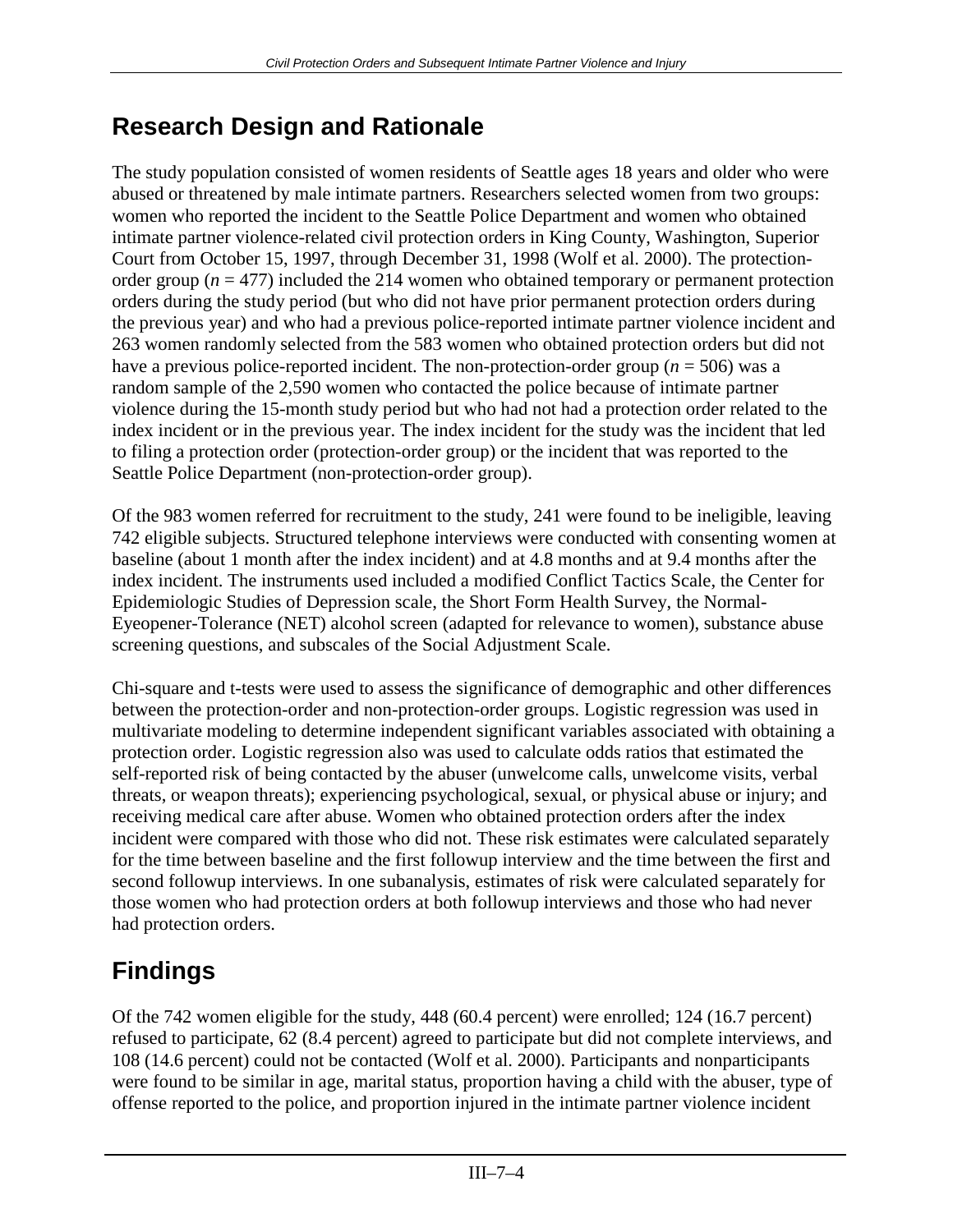## Research Design and Rationale

The study population consisted of women residents of Seattle ages 18 years and older who were abused or threatened by male intimate partners. Researchers selected women from two groups: women who reported the incident to the Seattle Police Department and women who obtained intimate partner violence-related civil protection orders in King County, Washington, Superior Court from October 15, 1997, through December 31, 1998 (Wolf et al. 2000). The protection-order group ($n$ = 477) included the 214 women who obtained temporary or permanent protection orders during the study period (but who did not have prior permanent protection orders during the previous year) and who had a previous police-reported intimate partner violence incident and 263 women randomly selected from the 583 women who obtained protection orders but did not have a previous police-reported incident. The non-protection-order group ($n$ = 506) was a random sample of the 2,590 women who contacted the police because of intimate partner violence during the 15-month study period but who had not had a protection order related to the index incident or in the previous year. The index incident for the study was the incident that led to filing a protection order (protection-order group) or the incident that was reported to the Seattle Police Department (non-protection-order group).

Of the 983 women referred for recruitment to the study, 241 were found to be ineligible, leaving 742 eligible subjects. Structured telephone interviews were conducted with consenting women at baseline (about 1 month after the index incident) and at 4.8 months and at 9.4 months after the index incident. The instruments used included a modified Conflict Tactics Scale, the Center for Epidemiologic Studies of Depression scale, the Short Form Health Survey, the Normal-Eyeopener-Tolerance (NET) alcohol screen (adapted for relevance to women), substance abuse screening questions, and subscales of the Social Adjustment Scale.

Chi-square and t-tests were used to assess the significance of demographic and other differences between the protection-order and non-protection-order groups. Logistic regression was used in multivariate modeling to determine independent significant variables associated with obtaining a protection order. Logistic regression also was used to calculate odds ratios that estimated the self-reported risk of being contacted by the abuser (unwelcome calls, unwelcome visits, verbal threats, or weapon threats); experiencing psychological, sexual, or physical abuse or injury; and receiving medical care after abuse. Women who obtained protection orders after the index incident were compared with those who did not. These risk estimates were calculated separately for the time between baseline and the first followup interview and the time between the first and second followup interviews. In one subanalysis, estimates of risk were calculated separately for those women who had protection orders at both followup interviews and those who had never had protection orders.

## Findings

Of the 742 women eligible for the study, 448 (60.4 percent) were enrolled; 124 (16.7 percent) refused to participate, 62 (8.4 percent) agreed to participate but did not complete interviews, and 108 (14.6 percent) could not be contacted (Wolf et al. 2000). Participants and nonparticipants were found to be similar in age, marital status, proportion having a child with the abuser, type of offense reported to the police, and proportion injured in the intimate partner violence incident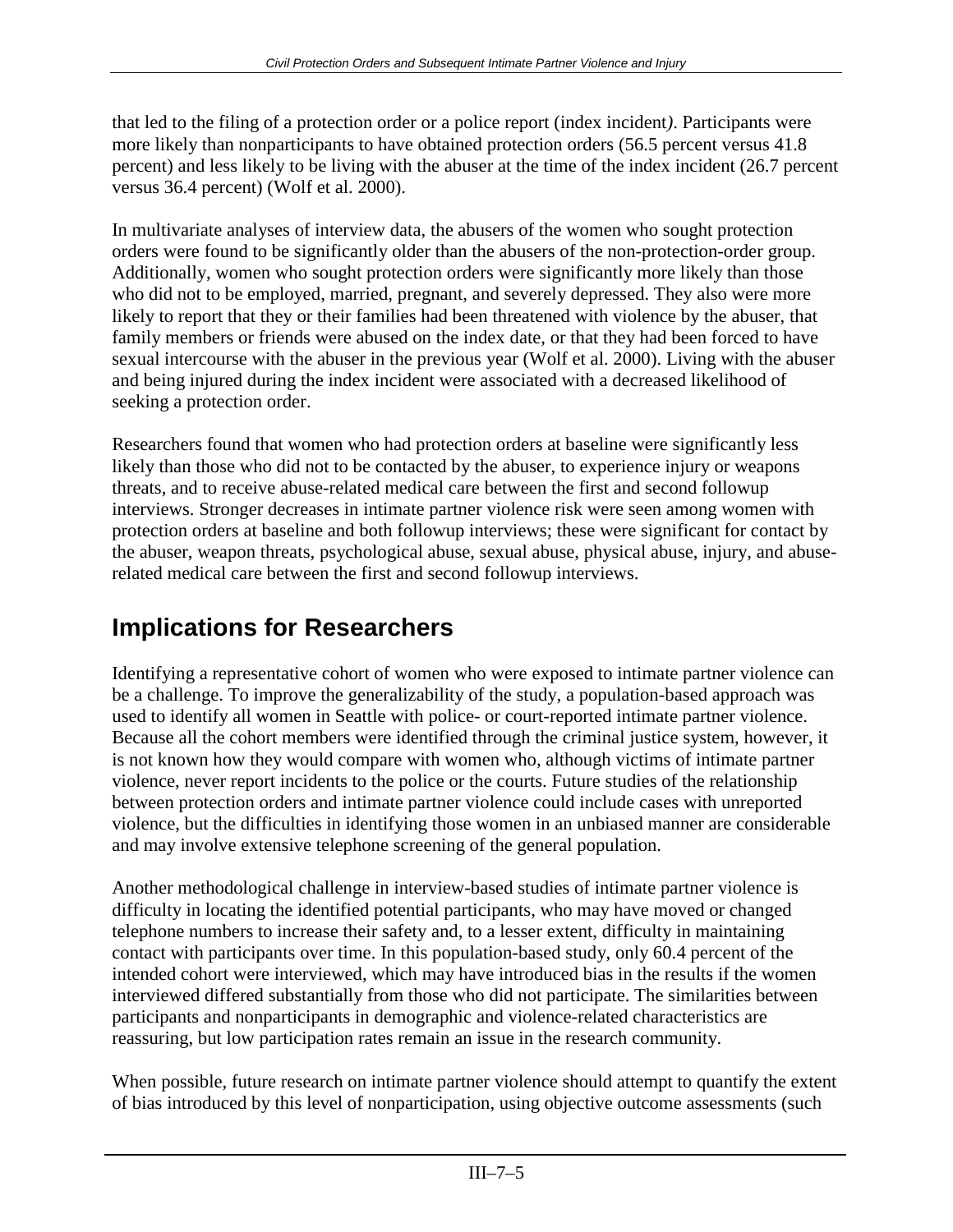that led to the filing of a protection order or a police report (index incident*)*. Participants were more likely than nonparticipants to have obtained protection orders (56.5 percent versus 41.8 percent) and less likely to be living with the abuser at the time of the index incident (26.7 percent versus 36.4 percent) (Wolf et al. 2000).

In multivariate analyses of interview data, the abusers of the women who sought protection orders were found to be significantly older than the abusers of the non-protection-order group. Additionally, women who sought protection orders were significantly more likely than those who did not to be employed, married, pregnant, and severely depressed. They also were more likely to report that they or their families had been threatened with violence by the abuser, that family members or friends were abused on the index date, or that they had been forced to have sexual intercourse with the abuser in the previous year (Wolf et al. 2000). Living with the abuser and being injured during the index incident were associated with a decreased likelihood of seeking a protection order.

Researchers found that women who had protection orders at baseline were significantly less likely than those who did not to be contacted by the abuser, to experience injury or weapons threats, and to receive abuse-related medical care between the first and second followup interviews. Stronger decreases in intimate partner violence risk were seen among women with protection orders at baseline and both followup interviews; these were significant for contact by the abuser, weapon threats, psychological abuse, sexual abuse, physical abuse, injury, and abuse-related medical care between the first and second followup interviews.

## Implications for Researchers

Identifying a representative cohort of women who were exposed to intimate partner violence can be a challenge. To improve the generalizability of the study, a population-based approach was used to identify all women in Seattle with police- or court-reported intimate partner violence. Because all the cohort members were identified through the criminal justice system, however, it is not known how they would compare with women who, although victims of intimate partner violence, never report incidents to the police or the courts. Future studies of the relationship between protection orders and intimate partner violence could include cases with unreported violence, but the difficulties in identifying those women in an unbiased manner are considerable and may involve extensive telephone screening of the general population.

Another methodological challenge in interview-based studies of intimate partner violence is difficulty in locating the identified potential participants, who may have moved or changed telephone numbers to increase their safety and, to a lesser extent, difficulty in maintaining contact with participants over time. In this population-based study, only 60.4 percent of the intended cohort were interviewed, which may have introduced bias in the results if the women interviewed differed substantially from those who did not participate. The similarities between participants and nonparticipants in demographic and violence-related characteristics are reassuring, but low participation rates remain an issue in the research community.

When possible, future research on intimate partner violence should attempt to quantify the extent of bias introduced by this level of nonparticipation, using objective outcome assessments (such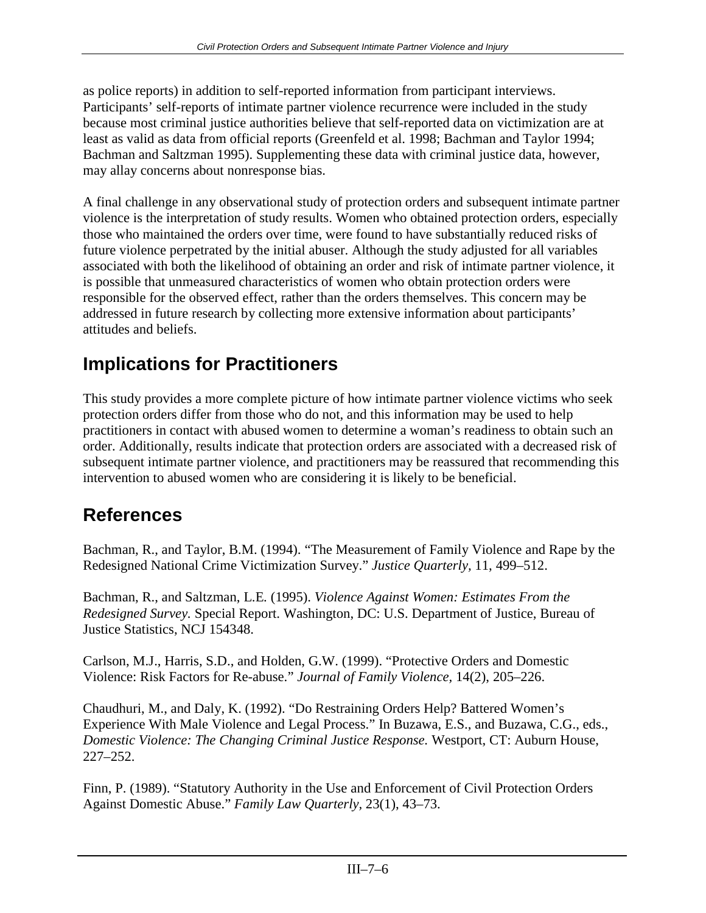as police reports) in addition to self-reported information from participant interviews. Participants' self-reports of intimate partner violence recurrence were included in the study because most criminal justice authorities believe that self-reported data on victimization are at least as valid as data from official reports (Greenfeld et al. 1998; Bachman and Taylor 1994; Bachman and Saltzman 1995). Supplementing these data with criminal justice data, however, may allay concerns about nonresponse bias.

A final challenge in any observational study of protection orders and subsequent intimate partner violence is the interpretation of study results. Women who obtained protection orders, especially those who maintained the orders over time, were found to have substantially reduced risks of future violence perpetrated by the initial abuser. Although the study adjusted for all variables associated with both the likelihood of obtaining an order and risk of intimate partner violence, it is possible that unmeasured characteristics of women who obtain protection orders were responsible for the observed effect, rather than the orders themselves. This concern may be addressed in future research by collecting more extensive information about participants' attitudes and beliefs.

## Implications for Practitioners

This study provides a more complete picture of how intimate partner violence victims who seek protection orders differ from those who do not, and this information may be used to help practitioners in contact with abused women to determine a woman's readiness to obtain such an order. Additionally, results indicate that protection orders are associated with a decreased risk of subsequent intimate partner violence, and practitioners may be reassured that recommending this intervention to abused women who are considering it is likely to be beneficial.

## References

Bachman, R., and Taylor, B.M. (1994). "The Measurement of Family Violence and Rape by the Redesigned National Crime Victimization Survey." *Justice Quarterly,* 11, 499–512.

Bachman, R., and Saltzman, L.E. (1995). *Violence Against Women: Estimates From the Redesigned Survey.* Special Report. Washington, DC: U.S. Department of Justice, Bureau of Justice Statistics, NCJ 154348.

Carlson, M.J., Harris, S.D., and Holden, G.W. (1999). "Protective Orders and Domestic Violence: Risk Factors for Re-abuse." *Journal of Family Violence,* 14(2), 205–226.

Chaudhuri, M., and Daly, K. (1992). "Do Restraining Orders Help? Battered Women's Experience With Male Violence and Legal Process." In Buzawa, E.S., and Buzawa, C.G., eds., *Domestic Violence: The Changing Criminal Justice Response.* Westport, CT: Auburn House, 227–252.

Finn, P. (1989). "Statutory Authority in the Use and Enforcement of Civil Protection Orders Against Domestic Abuse." *Family Law Quarterly,* 23(1), 43–73.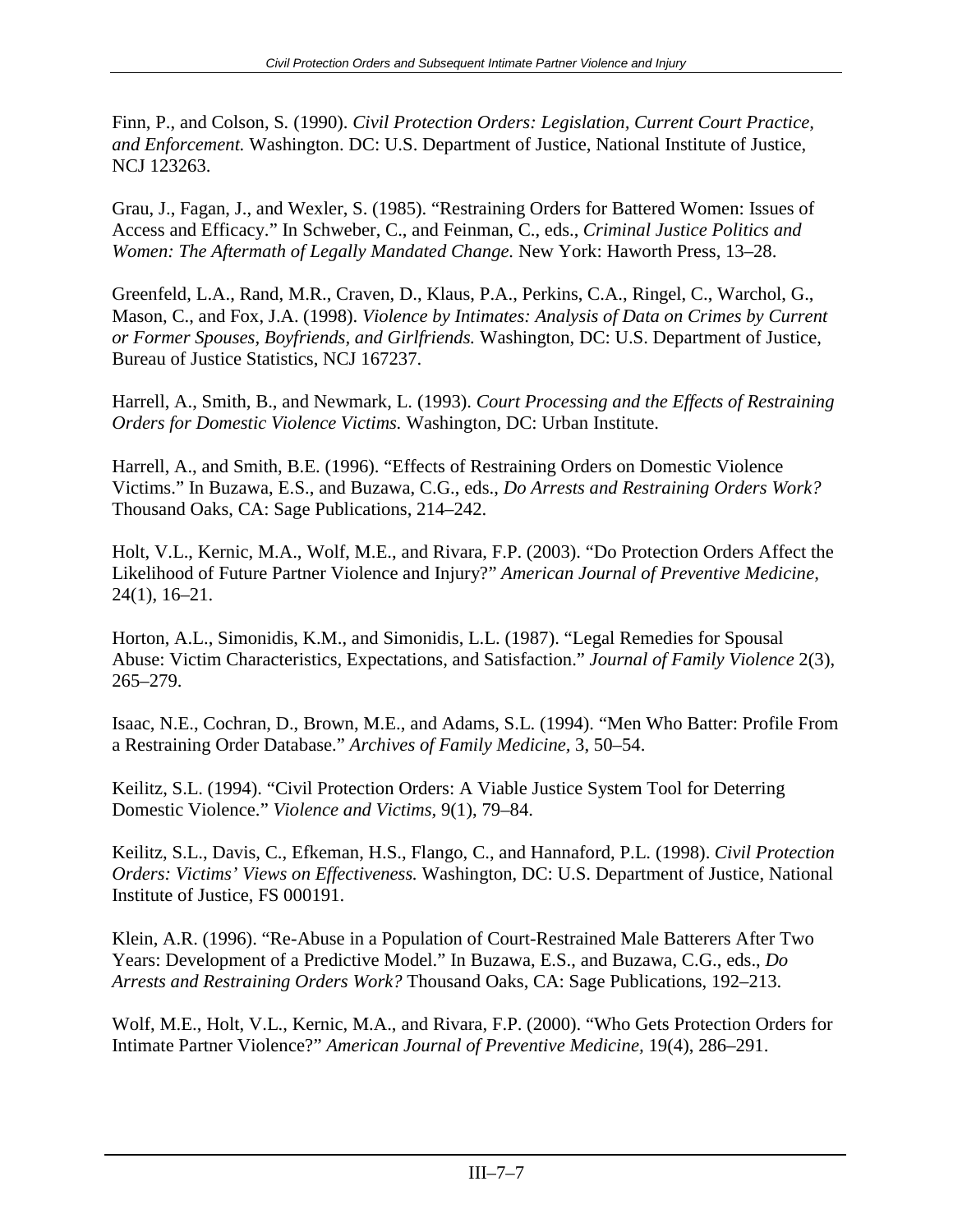Finn, P., and Colson, S. (1990). *Civil Protection Orders: Legislation, Current Court Practice, and Enforcement.* Washington. DC: U.S. Department of Justice, National Institute of Justice, NCJ 123263.

Grau, J., Fagan, J., and Wexler, S. (1985). "Restraining Orders for Battered Women: Issues of Access and Efficacy." In Schweber, C., and Feinman, C., eds., *Criminal Justice Politics and Women: The Aftermath of Legally Mandated Change.* New York: Haworth Press, 13–28.

Greenfeld, L.A., Rand, M.R., Craven, D., Klaus, P.A., Perkins, C.A., Ringel, C., Warchol, G., Mason, C., and Fox, J.A. (1998). *Violence by Intimates: Analysis of Data on Crimes by Current or Former Spouses, Boyfriends, and Girlfriends.* Washington, DC: U.S. Department of Justice, Bureau of Justice Statistics, NCJ 167237.

Harrell, A., Smith, B., and Newmark, L. (1993). *Court Processing and the Effects of Restraining Orders for Domestic Violence Victims.* Washington, DC: Urban Institute.

Harrell, A., and Smith, B.E. (1996). "Effects of Restraining Orders on Domestic Violence Victims." In Buzawa, E.S., and Buzawa, C.G., eds., *Do Arrests and Restraining Orders Work?* Thousand Oaks, CA: Sage Publications, 214–242.

Holt, V.L., Kernic, M.A., Wolf, M.E., and Rivara, F.P. (2003). "Do Protection Orders Affect the Likelihood of Future Partner Violence and Injury?" *American Journal of Preventive Medicine,* 24(1), 16–21.

Horton, A.L., Simonidis, K.M., and Simonidis, L.L. (1987). "Legal Remedies for Spousal Abuse: Victim Characteristics, Expectations, and Satisfaction." *Journal of Family Violence* 2(3), 265–279.

Isaac, N.E., Cochran, D., Brown, M.E., and Adams, S.L. (1994). "Men Who Batter: Profile From a Restraining Order Database." *Archives of Family Medicine,* 3, 50–54.

Keilitz, S.L. (1994). "Civil Protection Orders: A Viable Justice System Tool for Deterring Domestic Violence." *Violence and Victims,* 9(1), 79–84.

Keilitz, S.L., Davis, C., Efkeman, H.S., Flango, C., and Hannaford, P.L. (1998). *Civil Protection Orders: Victims' Views on Effectiveness.* Washington, DC: U.S. Department of Justice, National Institute of Justice, FS 000191.

Klein, A.R. (1996). "Re-Abuse in a Population of Court-Restrained Male Batterers After Two Years: Development of a Predictive Model." In Buzawa, E.S., and Buzawa, C.G., eds., *Do Arrests and Restraining Orders Work?* Thousand Oaks, CA: Sage Publications, 192–213.

Wolf, M.E., Holt, V.L., Kernic, M.A., and Rivara, F.P. (2000). "Who Gets Protection Orders for Intimate Partner Violence?" *American Journal of Preventive Medicine,* 19(4), 286–291.